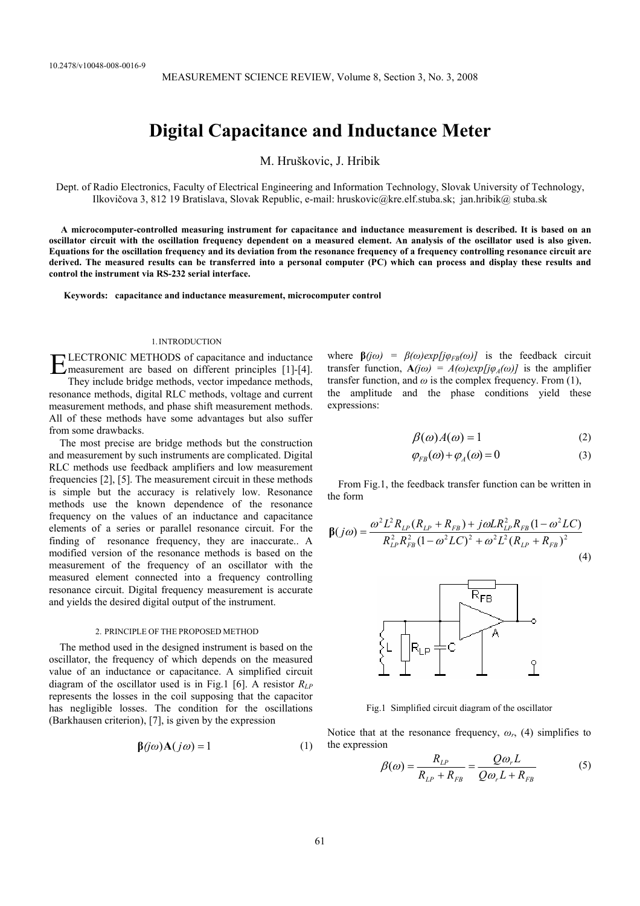10.2478/v10048-008-0016-9

# Digital Capacitance and Inductance Meter

M. Hruškovic, J. Hribik

Dept. of Radio Electronics, Faculty of Electrical Engineering and Information Technology, Slovak University of Technology, Ilkovičova 3, 812 19 Bratislava, Slovak Republic, e-mail: hruskovic@kre.elf.stuba.sk; jan.hribik@ stuba.sk

**A microcomputer-controlled measuring instrument for capacitance and inductance measurement is described. It is based on an oscillator circuit with the oscillation frequency dependent on a measured element. An analysis of the oscillator used is also given. Equations for the oscillation frequency and its deviation from the resonance frequency of a frequency controlling resonance circuit are derived. The measured results can be transferred into a personal computer (PC) which can process and display these results and control the instrument via RS-232 serial interface.**

**Keywords: capacitance and inductance measurement, microcomputer control**

## 1. INTRODUCTION

ELECTRONIC METHODS of capacitance and inductance measurement are based on different principles [1]-[4]. They include bridge methods, vector impedance methods, resonance methods, digital RLC methods, voltage and current measurement methods, and phase shift measurement methods. All of these methods have some advantages but also suffer from some drawbacks.

The most precise are bridge methods but the construction and measurement by such instruments are complicated. Digital RLC methods use feedback amplifiers and low measurement frequencies [2], [5]. The measurement circuit in these methods is simple but the accuracy is relatively low. Resonance methods use the known dependence of the resonance frequency on the values of an inductance and capacitance elements of a series or parallel resonance circuit. For the finding of resonance frequency, they are inaccurate.. A modified version of the resonance methods is based on the measurement of the frequency of an oscillator with the measured element connected into a frequency controlling resonance circuit. Digital frequency measurement is accurate and yields the desired digital output of the instrument.

## 2. PRINCIPLE OF THE PROPOSED METHOD

The method used in the designed instrument is based on the oscillator, the frequency of which depends on the measured value of an inductance or capacitance. A simplified circuit diagram of the oscillator used is in Fig.1 [6]. A resistor $R_{LP}$ represents the losses in the coil supposing that the capacitor has negligible losses. The condition for the oscillations (Barkhausen criterion), [7], is given by the expression

$$\boldsymbol{\beta}(j\omega)\mathbf{A}(j\omega) = 1 \tag{1}$$

where $\boldsymbol{\beta}(j\omega) = \beta(\omega)exp[j\varphi_{FB}(\omega)]$ is the feedback circuit transfer function, $\mathbf{A}(j\omega) = A(\omega)exp[j\varphi_A(\omega)]$ is the amplifier transfer function, and $\omega$ is the complex frequency. From (1), the amplitude and the phase conditions yield these expressions:

$$\beta(\omega)A(\omega) = 1 \tag{2}$$

$$\varphi_{FB}(\omega) + \varphi_A(\omega) = 0 \tag{3}$$

From Fig.1, the feedback transfer function can be written in the form

$$\boldsymbol{\beta}(j\omega) = \frac{\omega^2 L^2 R_{LP}(R_{LP} + R_{FB}) + j\omega L R_{LP}^2 R_{FB}(1 - \omega^2 LC)}{R_{LP}^2 R_{FB}^2 (1 - \omega^2 LC)^2 + \omega^2 L^2 (R_{LP} + R_{FB})^2} \tag{4}$$

Fig.1 Simplified circuit diagram of the oscillator

Notice that at the resonance frequency, $\omega_r$, (4) simplifies to the expression

$$\beta(\omega) = \frac{R_{LP}}{R_{LP} + R_{FB}} = \frac{Q\omega_r L}{Q\omega_r L + R_{FB}} \tag{5}$$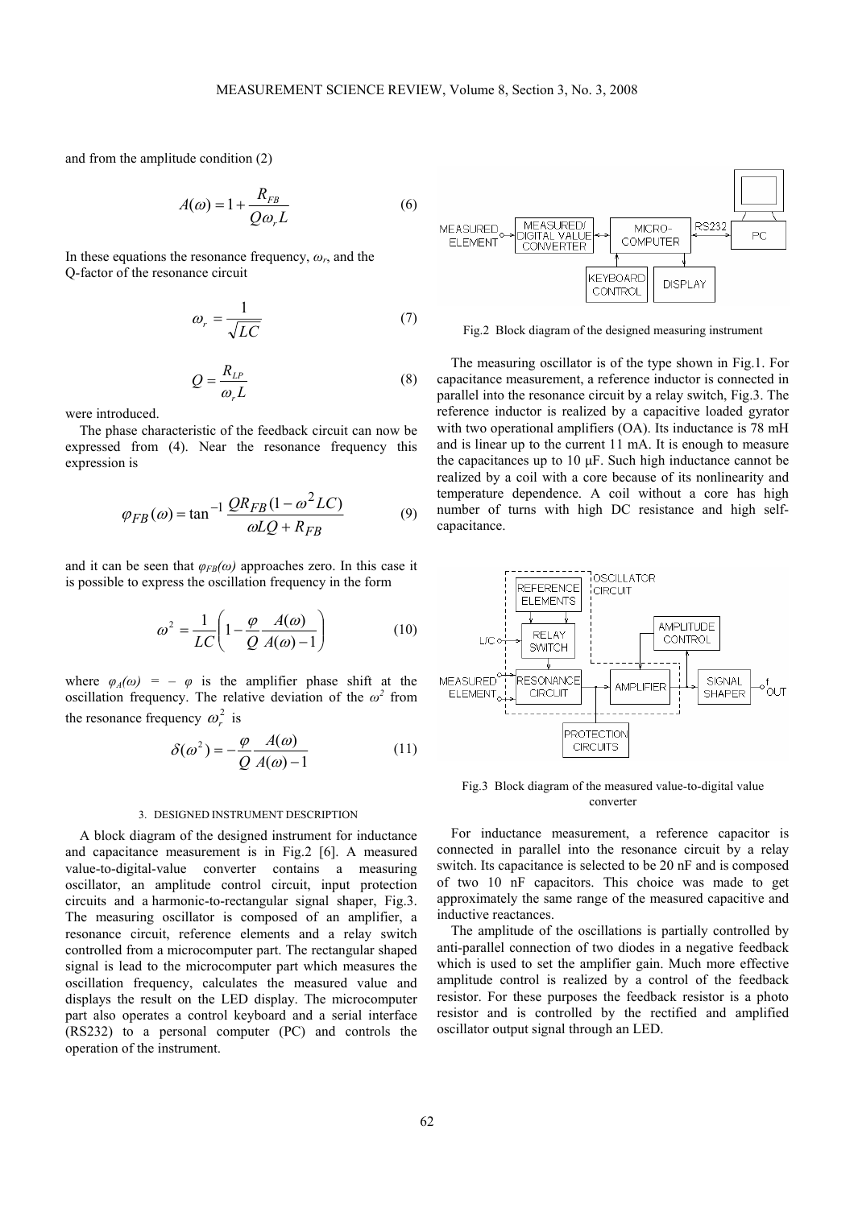and from the amplitude condition (2)

$$A(\omega) = 1 + \frac{R_{FB}}{Q\omega_r L} \tag{6}$$

In these equations the resonance frequency, $\omega_r$, and the Q-factor of the resonance circuit

$$\omega_r = \frac{1}{\sqrt{LC}} \tag{7}$$

$$Q = \frac{R_{LP}}{\omega_r L} \tag{8}$$

were introduced.

The phase characteristic of the feedback circuit can now be expressed from (4). Near the resonance frequency this expression is

$$\varphi_{FB}(\omega) = \tan^{-1} \frac{QR_{FB}(1-\omega^2 LC)}{\omega LQ + R_{FB}} \tag{9}$$

and it can be seen that $\varphi_{FB}(\omega)$ approaches zero. In this case it is possible to express the oscillation frequency in the form

$$\omega^2 = \frac{1}{LC}\left(1 - \frac{\varphi}{Q}\frac{A(\omega)}{A(\omega)-1}\right) \tag{10}$$

where $\varphi_A(\omega) = -\varphi$ is the amplifier phase shift at the oscillation frequency. The relative deviation of the $\omega^2$ from the resonance frequency $\omega_r^2$ is

$$\delta(\omega^2) = -\frac{\varphi}{Q}\frac{A(\omega)}{A(\omega)-1} \tag{11}$$

### 3. DESIGNED INSTRUMENT DESCRIPTION

A block diagram of the designed instrument for inductance and capacitance measurement is in Fig.2 [6]. A measured value-to-digital-value converter contains a measuring oscillator, an amplitude control circuit, input protection circuits and a harmonic-to-rectangular signal shaper, Fig.3. The measuring oscillator is composed of an amplifier, a resonance circuit, reference elements and a relay switch controlled from a microcomputer part. The rectangular shaped signal is lead to the microcomputer part which measures the oscillation frequency, calculates the measured value and displays the result on the LED display. The microcomputer part also operates a control keyboard and a serial interface (RS232) to a personal computer (PC) and controls the operation of the instrument.

Fig.2 Block diagram of the designed measuring instrument

The measuring oscillator is of the type shown in Fig.1. For capacitance measurement, a reference inductor is connected in parallel into the resonance circuit by a relay switch, Fig.3. The reference inductor is realized by a capacitive loaded gyrator with two operational amplifiers (OA). Its inductance is 78 mH and is linear up to the current 11 mA. It is enough to measure the capacitances up to 10 μF. Such high inductance cannot be realized by a coil with a core because of its nonlinearity and temperature dependence. A coil without a core has high number of turns with high DC resistance and high self-capacitance.

Fig.3 Block diagram of the measured value-to-digital value converter

For inductance measurement, a reference capacitor is connected in parallel into the resonance circuit by a relay switch. Its capacitance is selected to be 20 nF and is composed of two 10 nF capacitors. This choice was made to get approximately the same range of the measured capacitive and inductive reactances.

The amplitude of the oscillations is partially controlled by anti-parallel connection of two diodes in a negative feedback which is used to set the amplifier gain. Much more effective amplitude control is realized by a control of the feedback resistor. For these purposes the feedback resistor is a photo resistor and is controlled by the rectified and amplified oscillator output signal through an LED.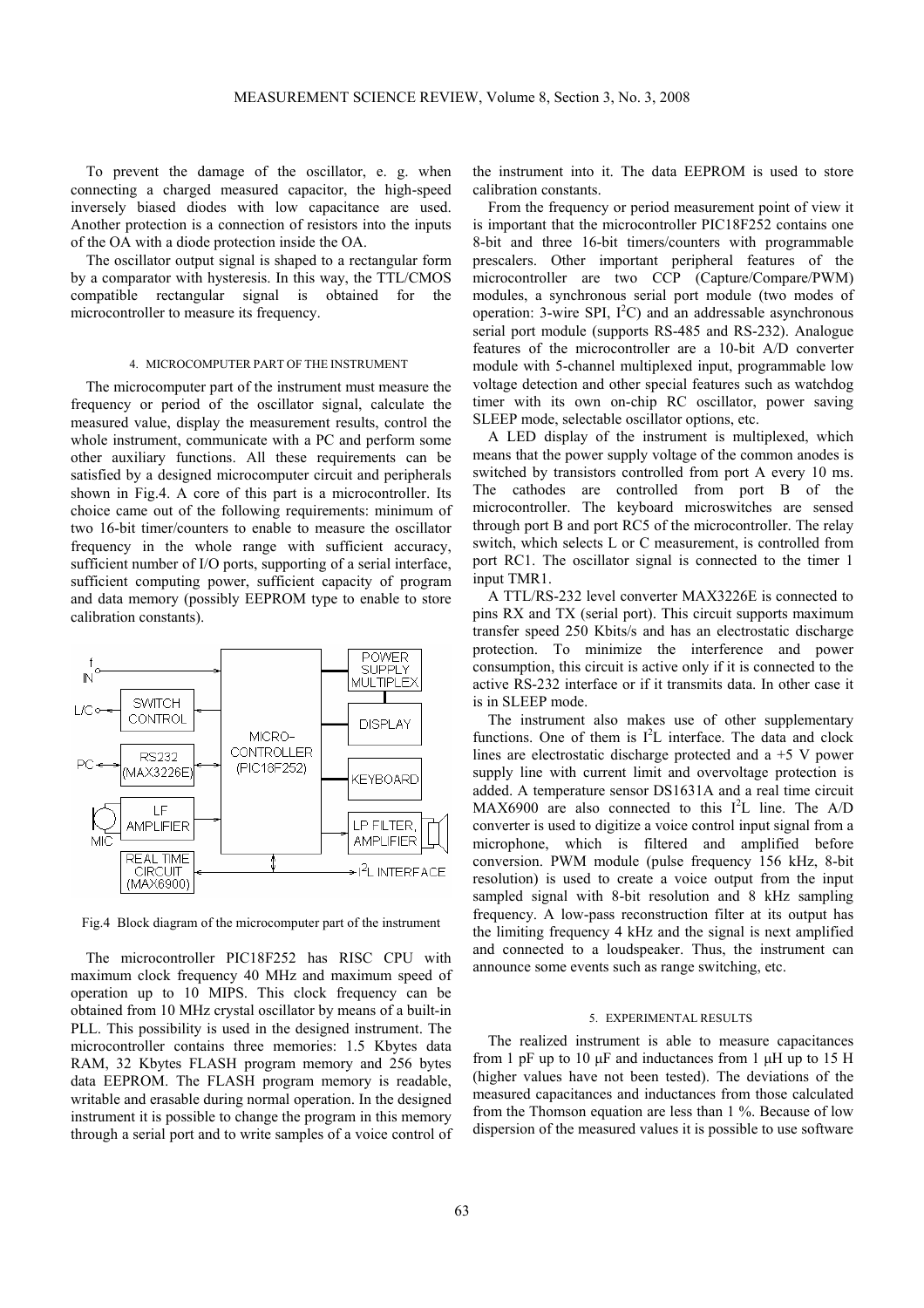To prevent the damage of the oscillator, e. g. when connecting a charged measured capacitor, the high-speed inversely biased diodes with low capacitance are used. Another protection is a connection of resistors into the inputs of the OA with a diode protection inside the OA.

The oscillator output signal is shaped to a rectangular form by a comparator with hysteresis. In this way, the TTL/CMOS compatible rectangular signal is obtained for the microcontroller to measure its frequency.

## 4. MICROCOMPUTER PART OF THE INSTRUMENT

The microcomputer part of the instrument must measure the frequency or period of the oscillator signal, calculate the measured value, display the measurement results, control the whole instrument, communicate with a PC and perform some other auxiliary functions. All these requirements can be satisfied by a designed microcomputer circuit and peripherals shown in Fig.4. A core of this part is a microcontroller. Its choice came out of the following requirements: minimum of two 16-bit timer/counters to enable to measure the oscillator frequency in the whole range with sufficient accuracy, sufficient number of I/O ports, supporting of a serial interface, sufficient computing power, sufficient capacity of program and data memory (possibly EEPROM type to enable to store calibration constants).

Fig.4 Block diagram of the microcomputer part of the instrument

The microcontroller PIC18F252 has RISC CPU with maximum clock frequency 40 MHz and maximum speed of operation up to 10 MIPS. This clock frequency can be obtained from 10 MHz crystal oscillator by means of a built-in PLL. This possibility is used in the designed instrument. The microcontroller contains three memories: 1.5 Kbytes data RAM, 32 Kbytes FLASH program memory and 256 bytes data EEPROM. The FLASH program memory is readable, writable and erasable during normal operation. In the designed instrument it is possible to change the program in this memory through a serial port and to write samples of a voice control of the instrument into it. The data EEPROM is used to store calibration constants.

From the frequency or period measurement point of view it is important that the microcontroller PIC18F252 contains one 8-bit and three 16-bit timers/counters with programmable prescalers. Other important peripheral features of the microcontroller are two CCP (Capture/Compare/PWM) modules, a synchronous serial port module (two modes of operation: 3-wire SPI, $I^2C$) and an addressable asynchronous serial port module (supports RS-485 and RS-232). Analogue features of the microcontroller are a 10-bit A/D converter module with 5-channel multiplexed input, programmable low voltage detection and other special features such as watchdog timer with its own on-chip RC oscillator, power saving SLEEP mode, selectable oscillator options, etc.

A LED display of the instrument is multiplexed, which means that the power supply voltage of the common anodes is switched by transistors controlled from port A every 10 ms. The cathodes are controlled from port B of the microcontroller. The keyboard microswitches are sensed through port B and port RC5 of the microcontroller. The relay switch, which selects L or C measurement, is controlled from port RC1. The oscillator signal is connected to the timer 1 input TMR1.

A TTL/RS-232 level converter MAX3226E is connected to pins RX and TX (serial port). This circuit supports maximum transfer speed 250 Kbits/s and has an electrostatic discharge protection. To minimize the interference and power consumption, this circuit is active only if it is connected to the active RS-232 interface or if it transmits data. In other case it is in SLEEP mode.

The instrument also makes use of other supplementary functions. One of them is $I^2L$ interface. The data and clock lines are electrostatic discharge protected and a +5 V power supply line with current limit and overvoltage protection is added. A temperature sensor DS1631A and a real time circuit MAX6900 are also connected to this $I^2L$ line. The A/D converter is used to digitize a voice control input signal from a microphone, which is filtered and amplified before conversion. PWM module (pulse frequency 156 kHz, 8-bit resolution) is used to create a voice output from the input sampled signal with 8-bit resolution and 8 kHz sampling frequency. A low-pass reconstruction filter at its output has the limiting frequency 4 kHz and the signal is next amplified and connected to a loudspeaker. Thus, the instrument can announce some events such as range switching, etc.

## 5. EXPERIMENTAL RESULTS

The realized instrument is able to measure capacitances from 1 pF up to 10 μF and inductances from 1 μH up to 15 H (higher values have not been tested). The deviations of the measured capacitances and inductances from those calculated from the Thomson equation are less than 1 %. Because of low dispersion of the measured values it is possible to use software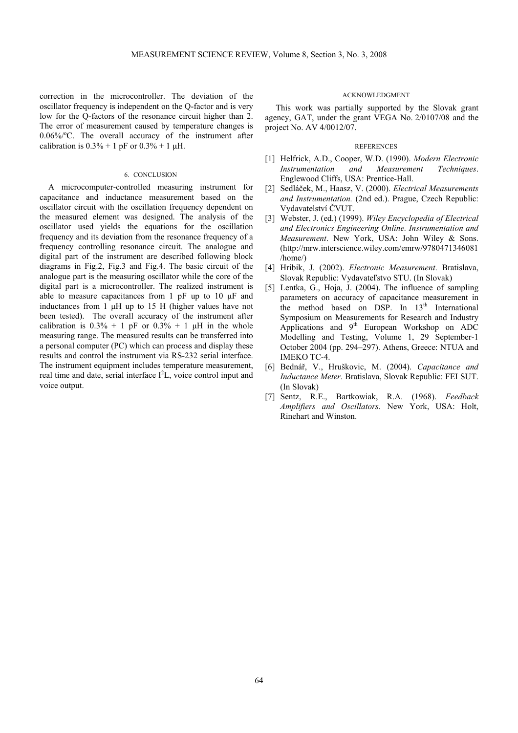correction in the microcontroller. The deviation of the oscillator frequency is independent on the Q-factor and is very low for the Q-factors of the resonance circuit higher than 2. The error of measurement caused by temperature changes is 0.06%/ºC. The overall accuracy of the instrument after calibration is 0.3% + 1 pF or 0.3% + 1 μH.

## 6. CONCLUSION

A microcomputer-controlled measuring instrument for capacitance and inductance measurement based on the oscillator circuit with the oscillation frequency dependent on the measured element was designed. The analysis of the oscillator used yields the equations for the oscillation frequency and its deviation from the resonance frequency of a frequency controlling resonance circuit. The analogue and digital part of the instrument are described following block diagrams in Fig.2, Fig.3 and Fig.4. The basic circuit of the analogue part is the measuring oscillator while the core of the digital part is a microcontroller. The realized instrument is able to measure capacitances from 1 pF up to 10 μF and inductances from 1 μH up to 15 H (higher values have not been tested). The overall accuracy of the instrument after calibration is 0.3% + 1 pF or 0.3% + 1 μH in the whole measuring range. The measured results can be transferred into a personal computer (PC) which can process and display these results and control the instrument via RS-232 serial interface. The instrument equipment includes temperature measurement, real time and date, serial interface $I^2L$, voice control input and voice output.

## ACKNOWLEDGMENT

This work was partially supported by the Slovak grant agency, GAT, under the grant VEGA No. 2/0107/08 and the project No. AV 4/0012/07.

## REFERENCES

[1] Helfrick, A.D., Cooper, W.D. (1990). *Modern Electronic Instrumentation and Measurement Techniques*. Englewood Cliffs, USA: Prentice-Hall.

[2] Sedláček, M., Haasz, V. (2000). *Electrical Measurements and Instrumentation.* (2nd ed.). Prague, Czech Republic: Vydavatelství ČVUT.

[3] Webster, J. (ed.) (1999). *Wiley Encyclopedia of Electrical and Electronics Engineering Online. Instrumentation and Measurement*. New York, USA: John Wiley & Sons. (http://mrw.interscience.wiley.com/emrw/9780471346081/home/)

[4] Hribik, J. (2002). *Electronic Measurement*. Bratislava, Slovak Republic: Vydavateľstvo STU. (In Slovak)

[5] Lentka, G., Hoja, J. (2004). The influence of sampling parameters on accuracy of capacitance measurement in the method based on DSP. In 13th International Symposium on Measurements for Research and Industry Applications and 9th European Workshop on ADC Modelling and Testing, Volume 1, 29 September-1 October 2004 (pp. 294–297). Athens, Greece: NTUA and IMEKO TC-4.

[6] Bednář, V., Hruškovic, M. (2004). *Capacitance and Inductance Meter*. Bratislava, Slovak Republic: FEI SUT. (In Slovak)

[7] Sentz, R.E., Bartkowiak, R.A. (1968). *Feedback Amplifiers and Oscillators*. New York, USA: Holt, Rinehart and Winston.